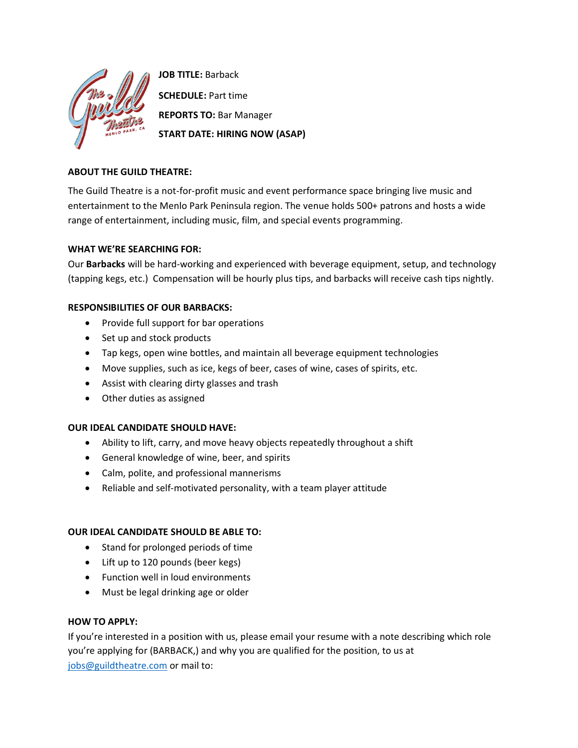**JOB TITLE:** Barback

**SCHEDULE:** Part time

**REPORTS TO:** Bar Manager

**START DATE: HIRING NOW (ASAP)**

**ABOUT THE GUILD THEATRE:**

The Guild Theatre is a not-for-profit music and event performance space bringing live music and entertainment to the Menlo Park Peninsula region. The venue holds 500+ patrons and hosts a wide range of entertainment, including music, film, and special events programming.

**WHAT WE'RE SEARCHING FOR:**

Our **Barbacks** will be hard-working and experienced with beverage equipment, setup, and technology (tapping kegs, etc.) Compensation will be hourly plus tips, and barbacks will receive cash tips nightly.

**RESPONSIBILITIES OF OUR BARBACKS:**

- Provide full support for bar operations
- Set up and stock products
- Tap kegs, open wine bottles, and maintain all beverage equipment technologies
- Move supplies, such as ice, kegs of beer, cases of wine, cases of spirits, etc.
- Assist with clearing dirty glasses and trash
- Other duties as assigned

**OUR IDEAL CANDIDATE SHOULD HAVE:**

- Ability to lift, carry, and move heavy objects repeatedly throughout a shift
- General knowledge of wine, beer, and spirits
- Calm, polite, and professional mannerisms
- Reliable and self-motivated personality, with a team player attitude

**OUR IDEAL CANDIDATE SHOULD BE ABLE TO:**

- Stand for prolonged periods of time
- Lift up to 120 pounds (beer kegs)
- Function well in loud environments
- Must be legal drinking age or older

**HOW TO APPLY:**

If you're interested in a position with us, please email your resume with a note describing which role you're applying for (BARBACK,) and why you are qualified for the position, to us at jobs@guildtheatre.com or mail to: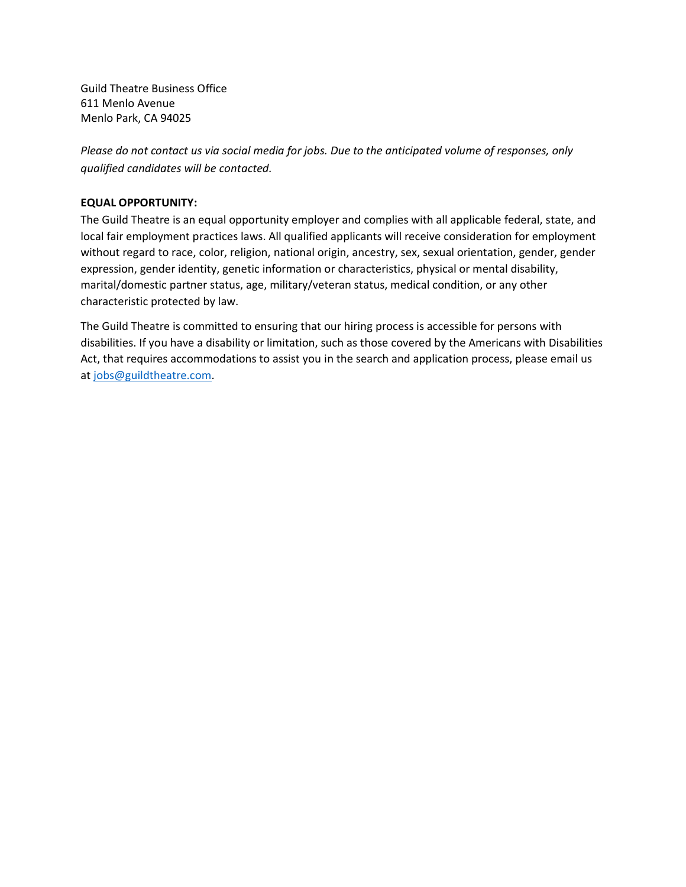Guild Theatre Business Office
611 Menlo Avenue
Menlo Park, CA 94025

*Please do not contact us via social media for jobs. Due to the anticipated volume of responses, only qualified candidates will be contacted.*

**EQUAL OPPORTUNITY:**

The Guild Theatre is an equal opportunity employer and complies with all applicable federal, state, and local fair employment practices laws. All qualified applicants will receive consideration for employment without regard to race, color, religion, national origin, ancestry, sex, sexual orientation, gender, gender expression, gender identity, genetic information or characteristics, physical or mental disability, marital/domestic partner status, age, military/veteran status, medical condition, or any other characteristic protected by law.

The Guild Theatre is committed to ensuring that our hiring process is accessible for persons with disabilities. If you have a disability or limitation, such as those covered by the Americans with Disabilities Act, that requires accommodations to assist you in the search and application process, please email us at [jobs@guildtheatre.com](mailto:jobs@guildtheatre.com).